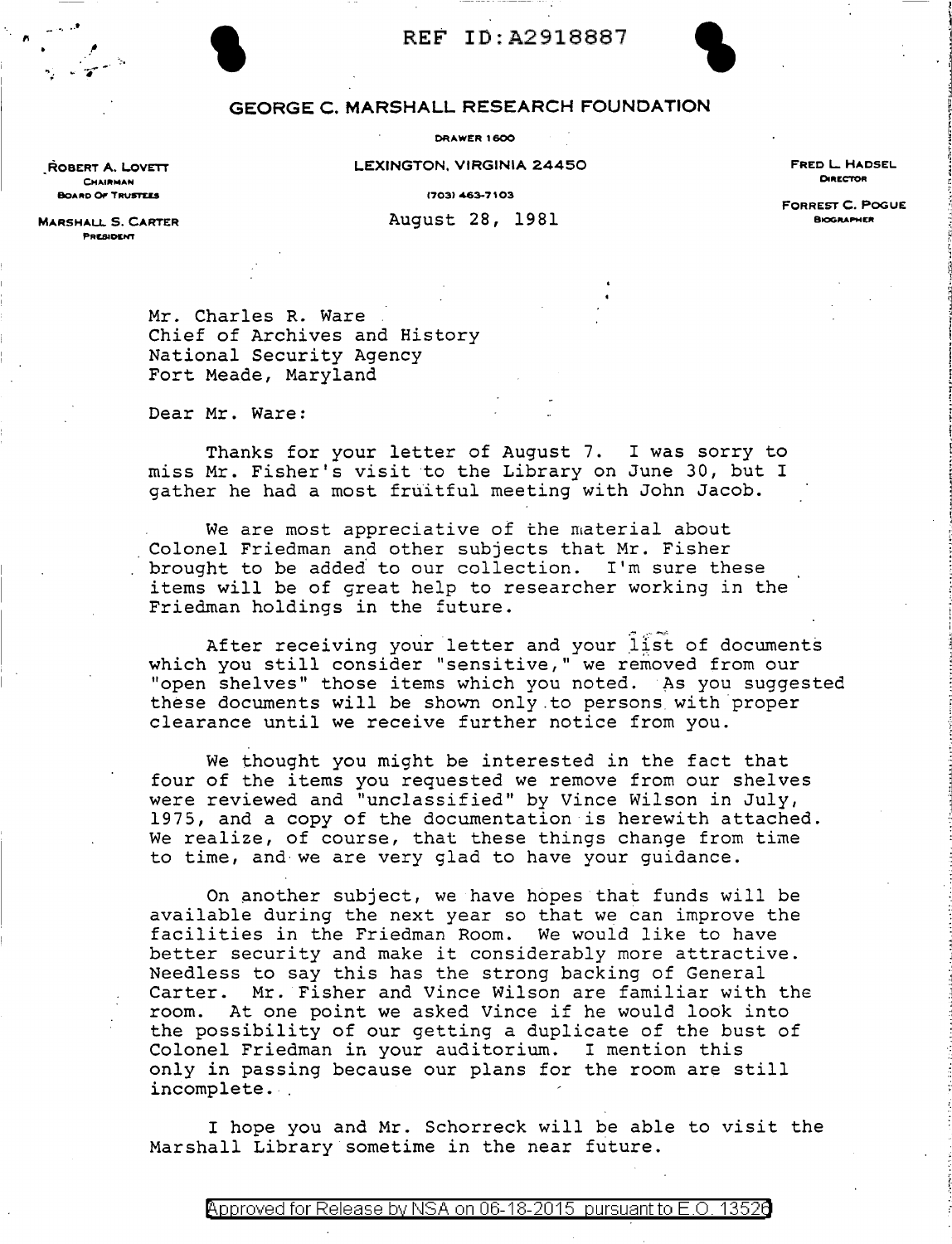REF ID:A2918887

## GEORGE C. MARSHALL RESEARCH FOUNDATION

DRAWER 1600

LEXINGTON, VIRGINIA 24450

(703) 463-7103

ROBERT A. LOVETT
CHAIRMAN
BOARD OF TRUSTEES

MARSHALL S. CARTER
PRESIDENT

FRED L. HADSEL
DIRECTOR

FORREST C. POGUE
BIOGRAPHER

August 28, 1981

Mr. Charles R. Ware
Chief of Archives and History
National Security Agency
Fort Meade, Maryland

Dear Mr. Ware:

Thanks for your letter of August 7. I was sorry to miss Mr. Fisher's visit to the Library on June 30, but I gather he had a most fruitful meeting with John Jacob.

We are most appreciative of the material about Colonel Friedman and other subjects that Mr. Fisher brought to be added to our collection. I'm sure these items will be of great help to researcher working in the Friedman holdings in the future.

After receiving your letter and your list of documents which you still consider "sensitive," we removed from our "open shelves" those items which you noted. As you suggested these documents will be shown only to persons with proper clearance until we receive further notice from you.

We thought you might be interested in the fact that four of the items you requested we remove from our shelves were reviewed and "unclassified" by Vince Wilson in July, 1975, and a copy of the documentation is herewith attached. We realize, of course, that these things change from time to time, and we are very glad to have your guidance.

On another subject, we have hopes that funds will be available during the next year so that we can improve the facilities in the Friedman Room. We would like to have better security and make it considerably more attractive. Needless to say this has the strong backing of General Carter. Mr. Fisher and Vince Wilson are familiar with the room. At one point we asked Vince if he would look into the possibility of our getting a duplicate of the bust of Colonel Friedman in your auditorium. I mention this only in passing because our plans for the room are still incomplete.

I hope you and Mr. Schorreck will be able to visit the Marshall Library sometime in the near future.

Approved for Release by NSA on 06-18-2015 pursuant to E.O. 13526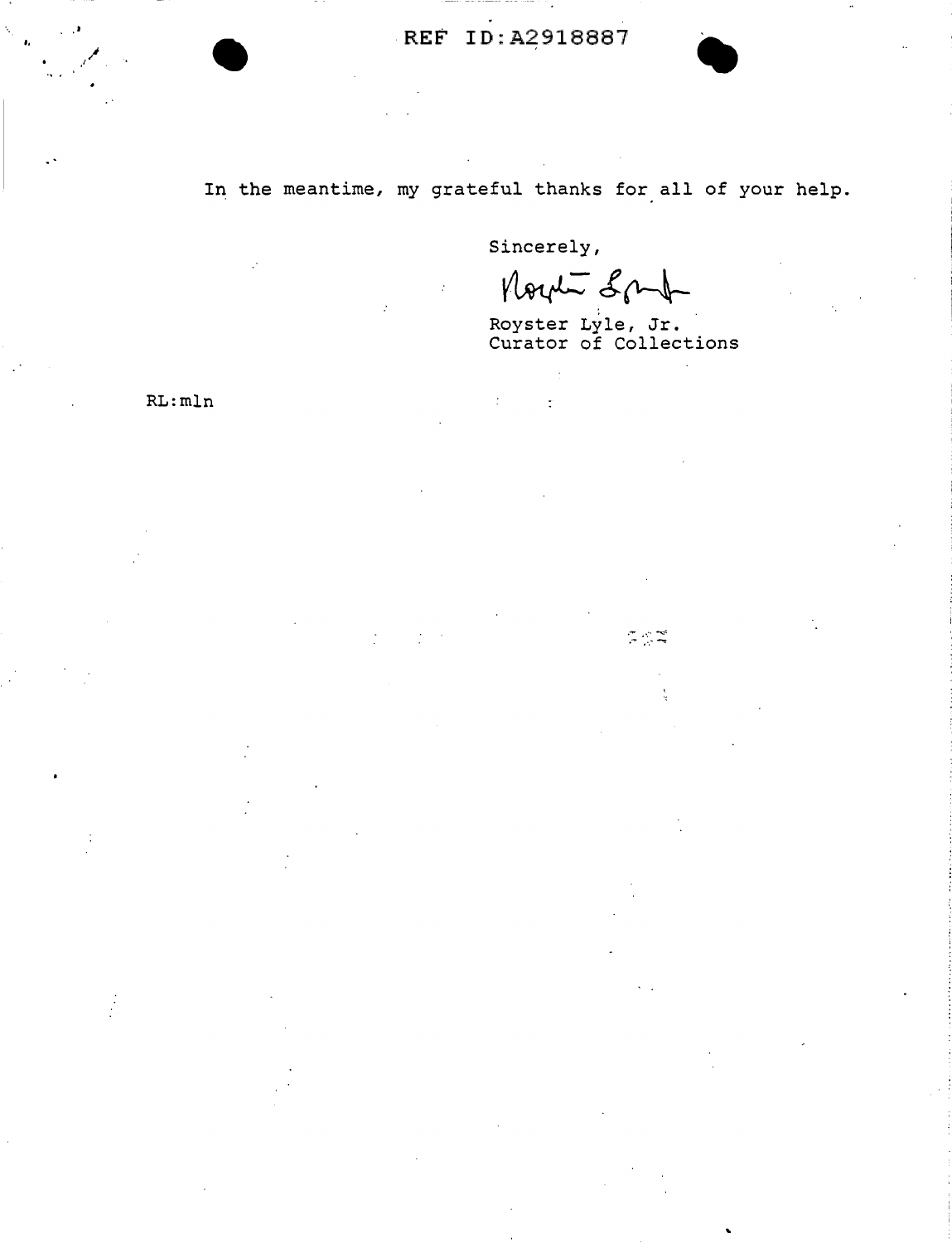In the meantime, my grateful thanks for all of your help.

Sincerely,

Royster Lyle, Jr.
Curator of Collections

RL:mln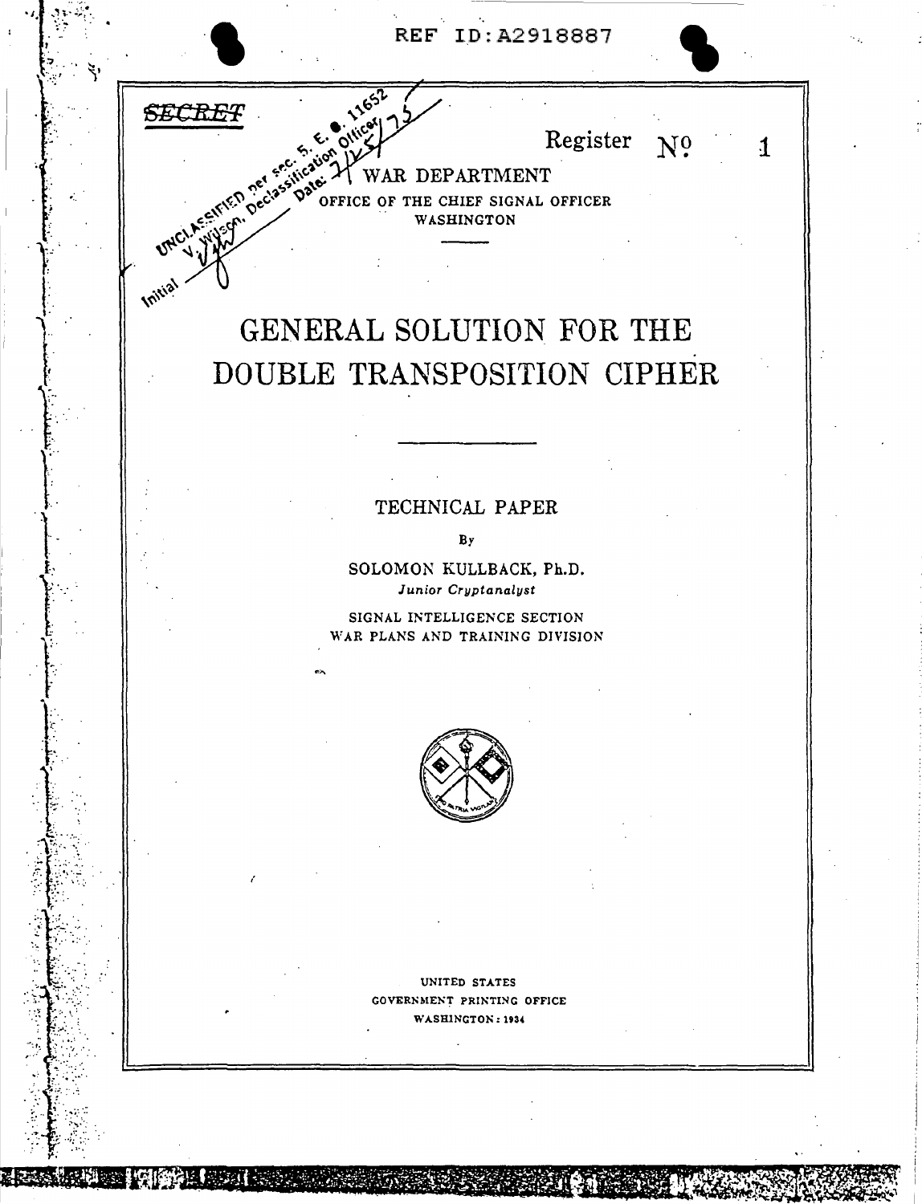REF ID:A2918887

~~SECRET~~

UNCLASSIFIED per sec. 5. E. O. 11652 Declassification Officer V. Wilson, Date: 7/25/75 Initial VW

Register No. 1

WAR DEPARTMENT

OFFICE OF THE CHIEF SIGNAL OFFICER

WASHINGTON

# GENERAL SOLUTION FOR THE DOUBLE TRANSPOSITION CIPHER

TECHNICAL PAPER

By

SOLOMON KULLBACK, Ph.D.

*Junior Cryptanalyst*

SIGNAL INTELLIGENCE SECTION

WAR PLANS AND TRAINING DIVISION

UNITED STATES

GOVERNMENT PRINTING OFFICE

WASHINGTON: 1934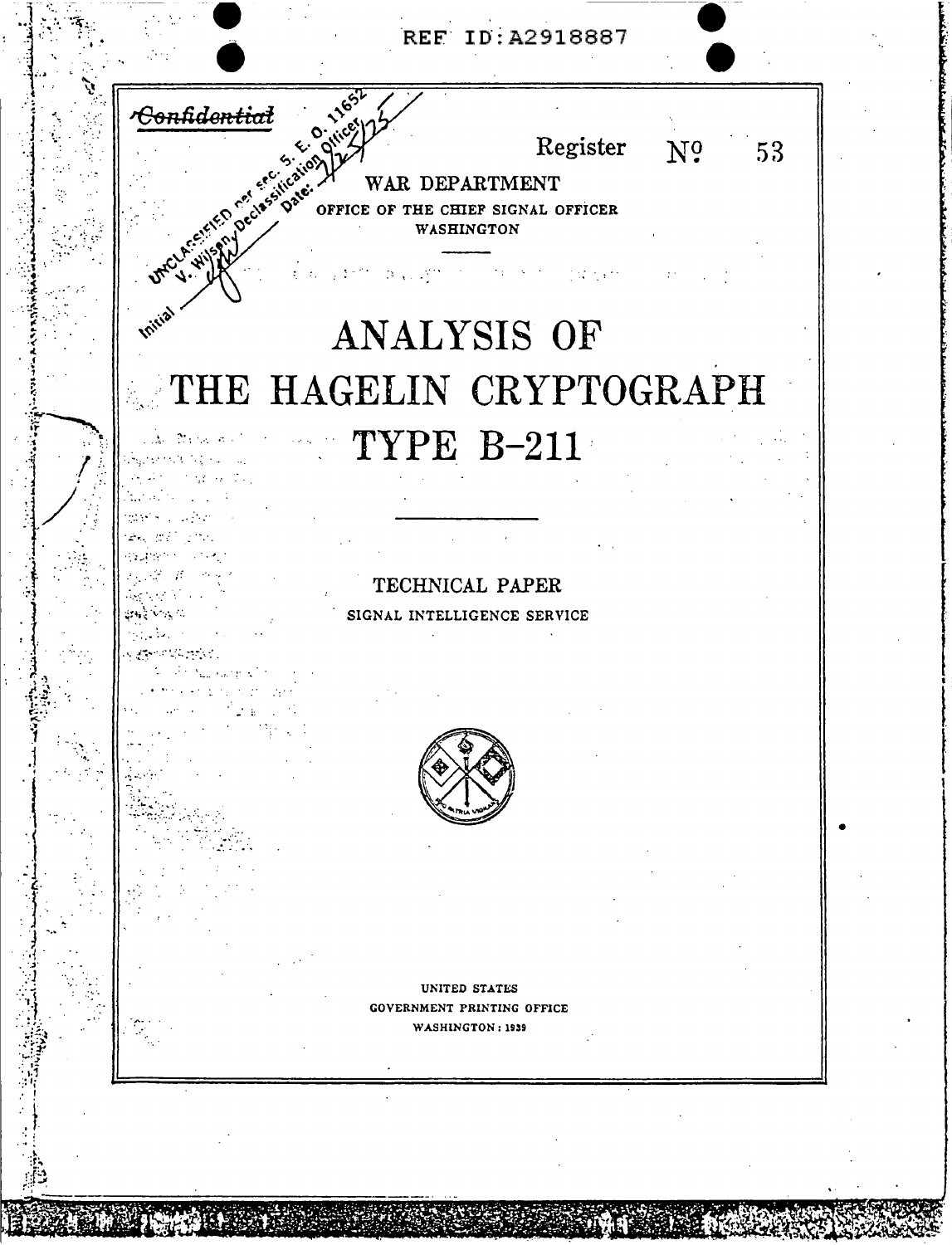REF ID:A2918887

~~Confidential~~

UNCLASSIFIED per sec. 5. E. O. 11652
V. Wilson, Declassification Officer
Date: 7/25/75
Initial

Register No. 53

WAR DEPARTMENT

OFFICE OF THE CHIEF SIGNAL OFFICER

WASHINGTON

# ANALYSIS OF THE HAGELIN CRYPTOGRAPH TYPE B-211

TECHNICAL PAPER

SIGNAL INTELLIGENCE SERVICE

UNITED STATES

GOVERNMENT PRINTING OFFICE

WASHINGTON : 1939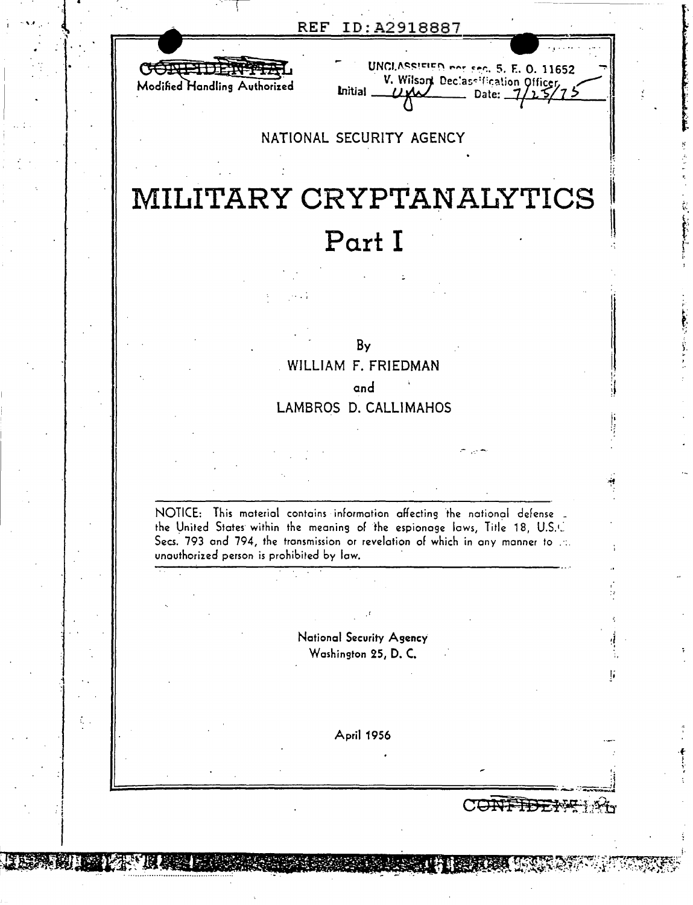REF ID:A2918887

~~CONFIDENTIAL~~
Modified Handling Authorized

UNCLASSIFIED per sec. 5, E. O. 11652
V. Wilson Declassification Officer
Initial UW Date: 7/25/75

NATIONAL SECURITY AGENCY

# MILITARY CRYPTANALYTICS

# Part I

By

WILLIAM F. FRIEDMAN

and

LAMBROS D. CALLIMAHOS

NOTICE: This material contains information affecting the national defense of the United States within the meaning of the espionage laws, Title 18, U.S.C. Secs. 793 and 794, the transmission or revelation of which in any manner to an unauthorized person is prohibited by law.

National Security Agency
Washington 25, D. C.

April 1956

~~CONFIDENTIAL~~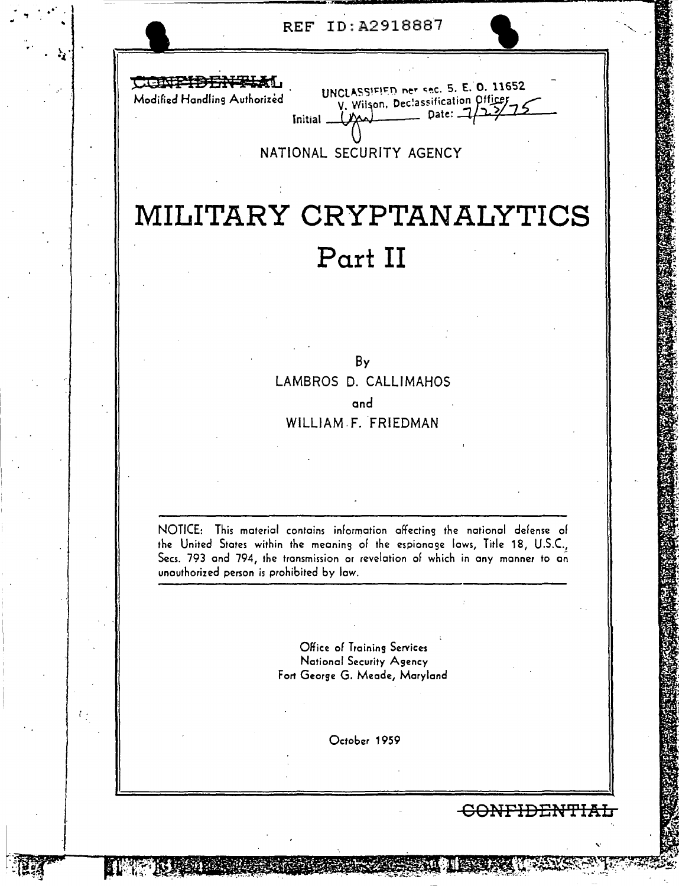REF ID:A2918887

~~CONFIDENTIAL~~
Modified Handling Authorized

UNCLASSIFIED per sec. 5. E. O. 11652
V. Wilson, Declassification Officer
Initial ______ Date: 7/23/75

NATIONAL SECURITY AGENCY

# MILITARY CRYPTANALYTICS

## Part II

By

LAMBROS D. CALLIMAHOS

and

WILLIAM F. FRIEDMAN

---

NOTICE: This material contains information affecting the national defense of the United States within the meaning of the espionage laws, Title 18, U.S.C., Secs. 793 and 794, the transmission or revelation of which in any manner to an unauthorized person is prohibited by law.

---

Office of Training Services
National Security Agency
Fort George G. Meade, Maryland

October 1959

~~CONFIDENTIAL~~